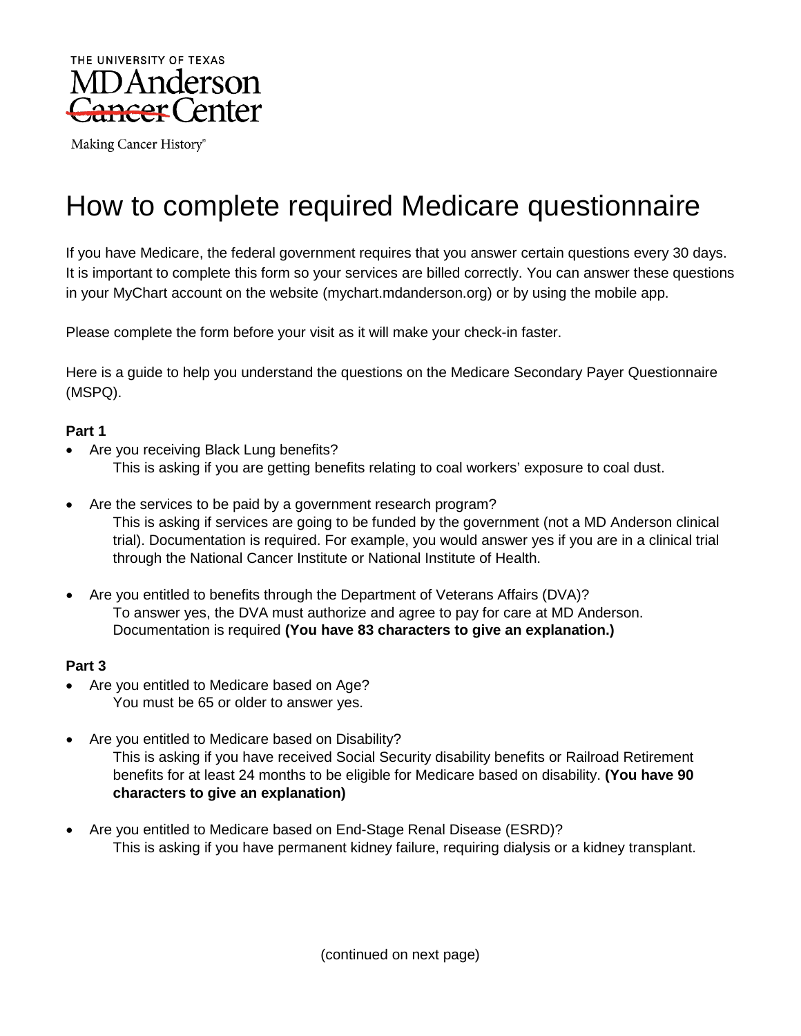THE UNIVERSITY OF TEXAS
MD Anderson
Cancer Center

Making Cancer History®

# How to complete required Medicare questionnaire

If you have Medicare, the federal government requires that you answer certain questions every 30 days. It is important to complete this form so your services are billed correctly. You can answer these questions in your MyChart account on the website (mychart.mdanderson.org) or by using the mobile app.

Please complete the form before your visit as it will make your check-in faster.

Here is a guide to help you understand the questions on the Medicare Secondary Payer Questionnaire (MSPQ).

**Part 1**

- Are you receiving Black Lung benefits?
  This is asking if you are getting benefits relating to coal workers' exposure to coal dust.

- Are the services to be paid by a government research program?
  This is asking if services are going to be funded by the government (not a MD Anderson clinical trial). Documentation is required. For example, you would answer yes if you are in a clinical trial through the National Cancer Institute or National Institute of Health.

- Are you entitled to benefits through the Department of Veterans Affairs (DVA)?
  To answer yes, the DVA must authorize and agree to pay for care at MD Anderson. Documentation is required **(You have 83 characters to give an explanation.)**

**Part 3**

- Are you entitled to Medicare based on Age?
  You must be 65 or older to answer yes.

- Are you entitled to Medicare based on Disability?
  This is asking if you have received Social Security disability benefits or Railroad Retirement benefits for at least 24 months to be eligible for Medicare based on disability. **(You have 90 characters to give an explanation)**

- Are you entitled to Medicare based on End-Stage Renal Disease (ESRD)?
  This is asking if you have permanent kidney failure, requiring dialysis or a kidney transplant.

(continued on next page)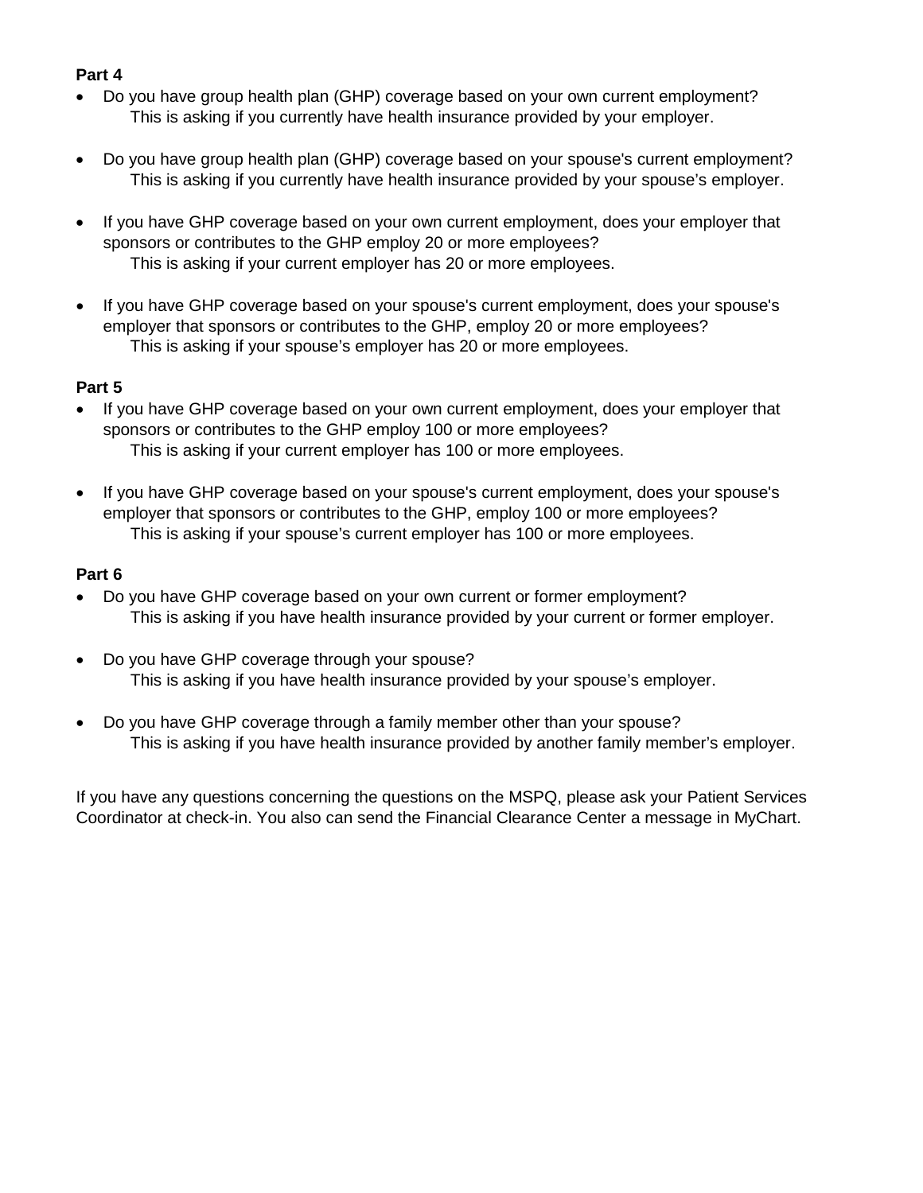**Part 4**

- Do you have group health plan (GHP) coverage based on your own current employment?
  This is asking if you currently have health insurance provided by your employer.
- Do you have group health plan (GHP) coverage based on your spouse's current employment?
  This is asking if you currently have health insurance provided by your spouse's employer.
- If you have GHP coverage based on your own current employment, does your employer that sponsors or contributes to the GHP employ 20 or more employees?
  This is asking if your current employer has 20 or more employees.
- If you have GHP coverage based on your spouse's current employment, does your spouse's employer that sponsors or contributes to the GHP, employ 20 or more employees?
  This is asking if your spouse's employer has 20 or more employees.

**Part 5**

- If you have GHP coverage based on your own current employment, does your employer that sponsors or contributes to the GHP employ 100 or more employees?
  This is asking if your current employer has 100 or more employees.
- If you have GHP coverage based on your spouse's current employment, does your spouse's employer that sponsors or contributes to the GHP, employ 100 or more employees?
  This is asking if your spouse's current employer has 100 or more employees.

**Part 6**

- Do you have GHP coverage based on your own current or former employment?
  This is asking if you have health insurance provided by your current or former employer.
- Do you have GHP coverage through your spouse?
  This is asking if you have health insurance provided by your spouse's employer.
- Do you have GHP coverage through a family member other than your spouse?
  This is asking if you have health insurance provided by another family member's employer.

If you have any questions concerning the questions on the MSPQ, please ask your Patient Services Coordinator at check-in. You also can send the Financial Clearance Center a message in MyChart.